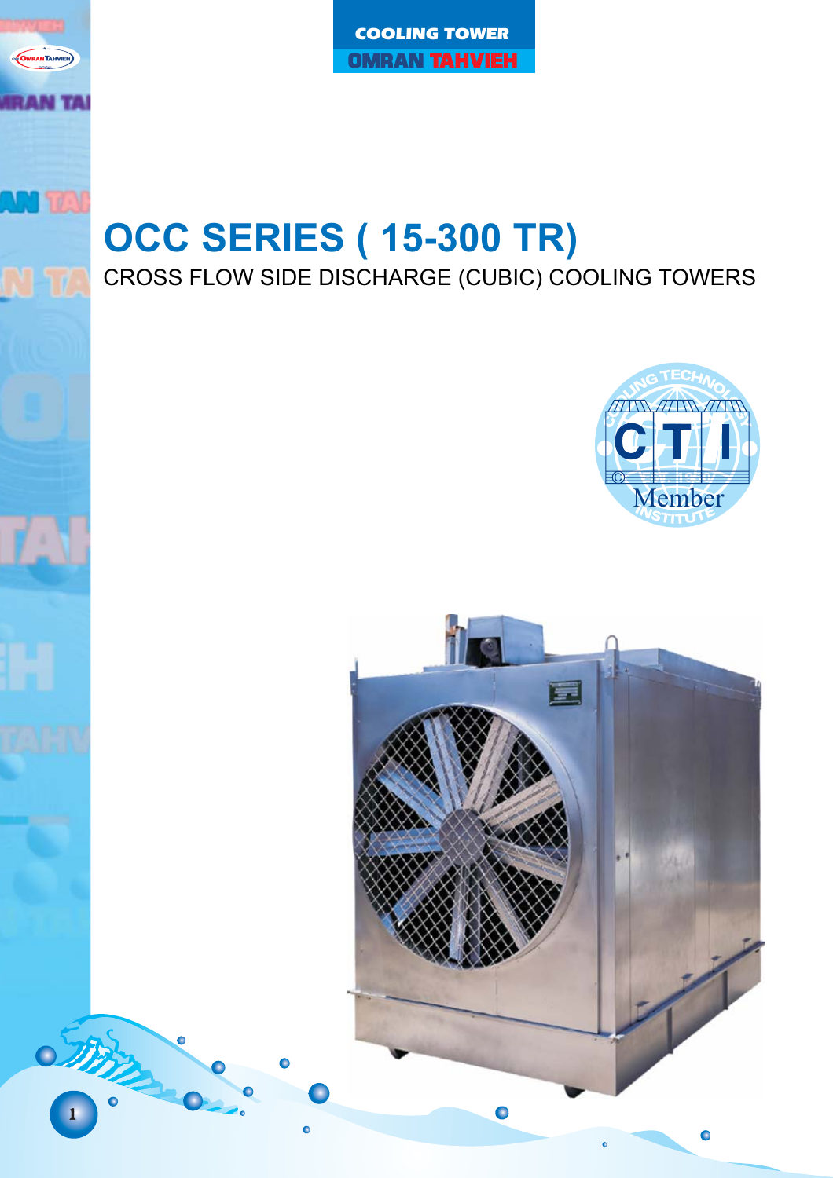COOLING TOWER

OMRAN TAHVIEH

# OCC SERIES ( 15-300 TR)

CROSS FLOW SIDE DISCHARGE (CUBIC) COOLING TOWERS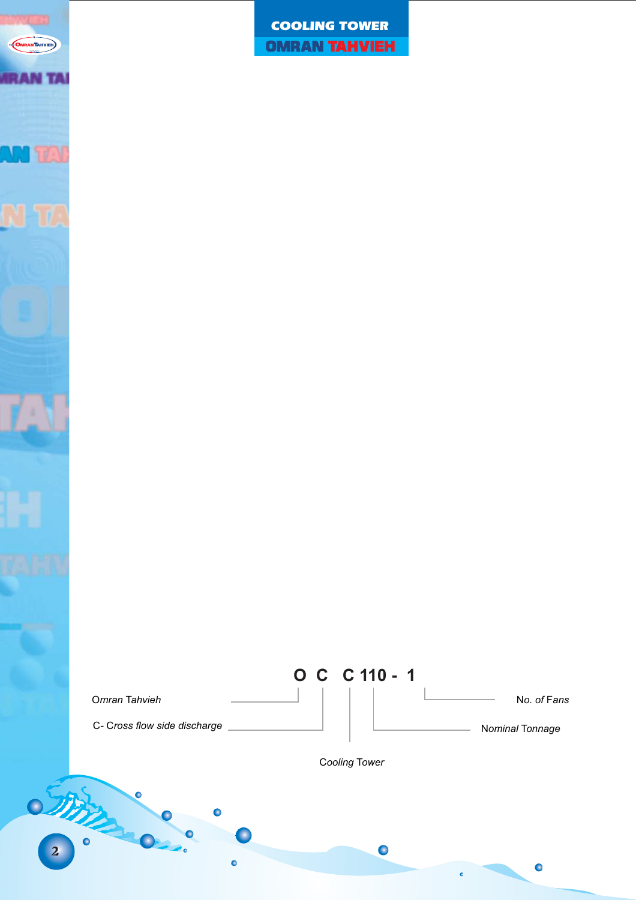**O C C 110 - 1**

- Omran Tahvieh
- C- Cross flow side discharge
- Cooling Tower
- Nominal Tonnage
- No. of Fans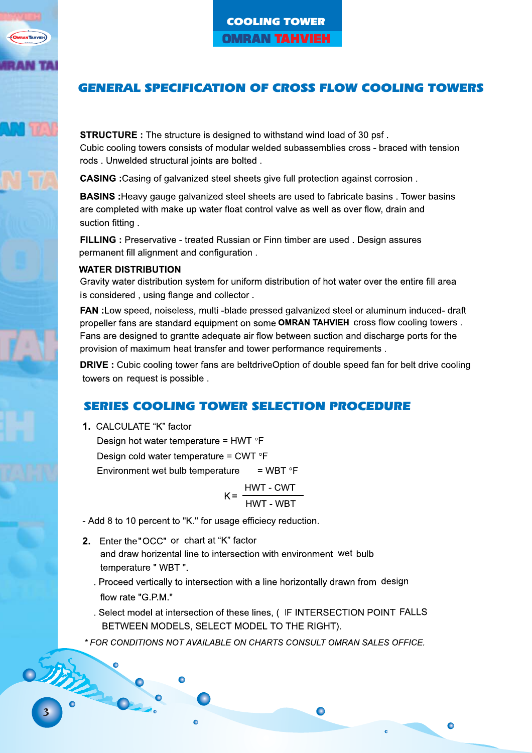# GENERAL SPECIFICATION OF CROSS FLOW COOLING TOWERS

**STRUCTURE :** The structure is designed to withstand wind load of 30 psf .
Cubic cooling towers consists of modular welded subassemblies cross - braced with tension rods . Unwelded structural joints are bolted .

**CASING :**Casing of galvanized steel sheets give full protection against corrosion .

**BASINS :**Heavy gauge galvanized steel sheets are used to fabricate basins . Tower basins are completed with make up water float control valve as well as over flow, drain and suction fitting .

**FILLING :** Preservative - treated Russian or Finn timber are used . Design assures permanent fill alignment and configuration .

**WATER DISTRIBUTION**
Gravity water distribution system for uniform distribution of hot water over the entire fill area is considered , using flange and collector .

**FAN :**Low speed, noiseless, multi -blade pressed galvanized steel or aluminum induced- draft propeller fans are standard equipment on some **OMRAN TAHVIEH** cross flow cooling towers . Fans are designed to grantte adequate air flow between suction and discharge ports for the provision of maximum heat transfer and tower performance requirements .

**DRIVE :** Cubic cooling tower fans are beltdriveOption of double speed fan for belt drive cooling towers on request is possible .

# SERIES COOLING TOWER SELECTION PROCEDURE

**1.** CALCULATE “K” factor

Design hot water temperature = HWT °F

Design cold water temperature = CWT °F

Environment wet bulb temperature = WBT °F

$$K = \frac{HWT - CWT}{HWT - WBT}$$

- Add 8 to 10 percent to "K." for usage efficiecy reduction.

**2.** Enter the "OCC" or chart at “K” factor and draw horizontal line to intersection with environment wet bulb temperature " WBT ".

. Proceed vertically to intersection with a line horizontally drawn from design flow rate "G.P.M."

. Select model at intersection of these lines, ( IF INTERSECTION POINT FALLS BETWEEN MODELS, SELECT MODEL TO THE RIGHT).

*\* FOR CONDITIONS NOT AVAILABLE ON CHARTS CONSULT OMRAN SALES OFFICE.*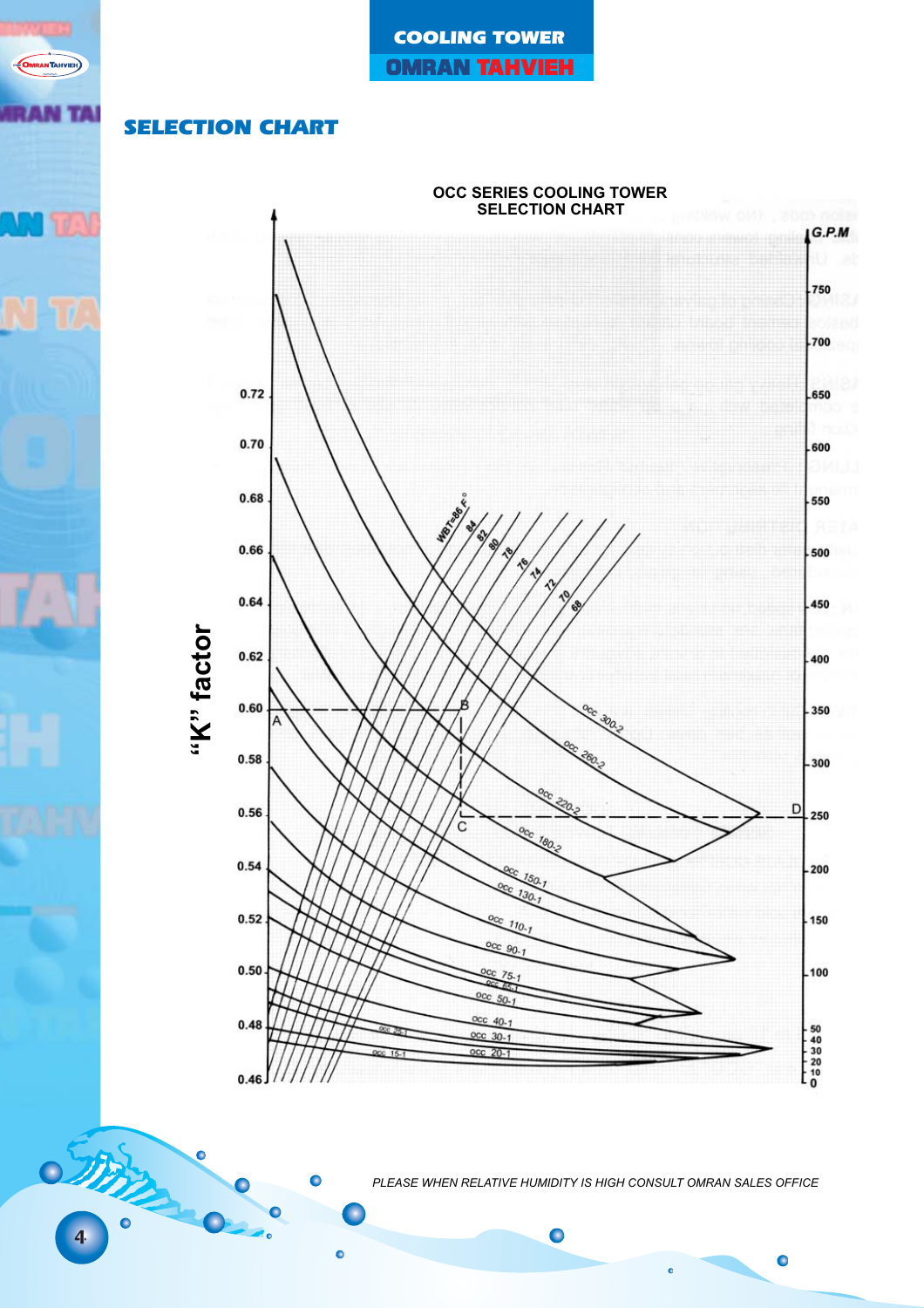## SELECTION CHART

**OCC SERIES COOLING TOWER SELECTION CHART**

"K" factor: 0.46, 0.48, 0.50, 0.52, 0.54, 0.56, 0.58, 0.60, 0.62, 0.64, 0.66, 0.68, 0.70, 0.72

G.P.M: 0, 10, 20, 30, 40, 50, 100, 150, 200, 250, 300, 350, 400, 450, 500, 550, 600, 650, 700, 750

WBT=86 F°, 84, 82, 80, 78, 76, 74, 72, 70, 68

OCC 300-2, OCC 260-2, OCC 220-2, OCC 180-2, OCC 150-1, OCC 130-1, OCC 110-1, OCC 90-1, OCC 75-1, OCC 65-1, OCC 50-1, OCC 40-1, OCC 30-1, OCC 25-1, OCC 20-1, OCC 15-1

A, B, C, D

*PLEASE WHEN RELATIVE HUMIDITY IS HIGH CONSULT OMRAN SALES OFFICE*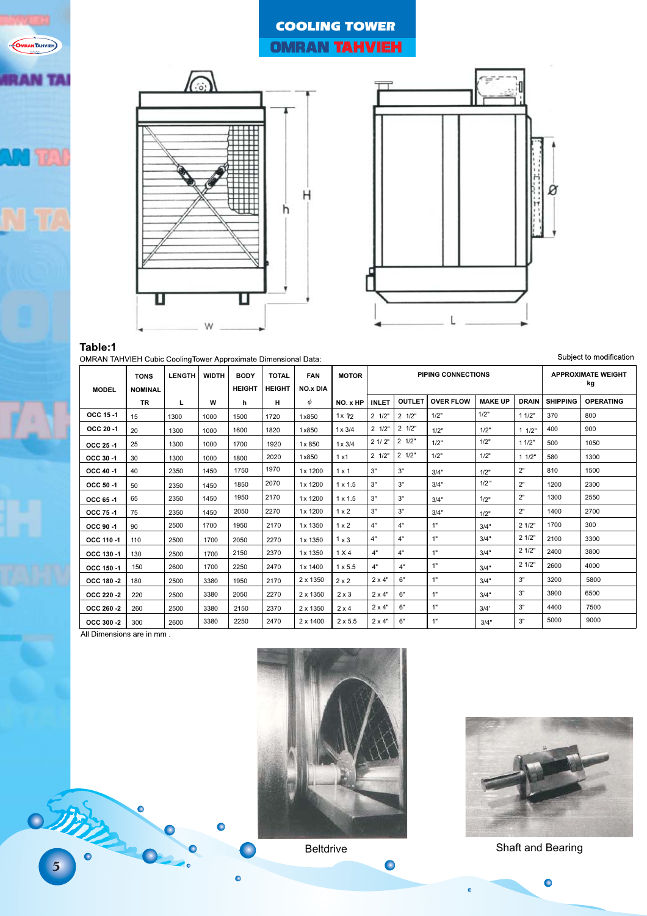# COOLING TOWER

## OMRAN TAHVIEH

### Table:1

OMRAN TAHVIEH Cubic CoolingTower Approximate Dimensional Data:

Subject to modification

| MODEL | TONS NOMINAL TR | LENGTH L | WIDTH W | BODY HEIGHT h | TOTAL HEIGHT H | FAN NO.x DIA φ | MOTOR NO. x HP | PIPING CONNECTIONS | | | | | APPROXIMATE WEIGHT kg | |
|---|---|---|---|---|---|---|---|---|---|---|---|---|---|---|
| | | | | | | | | INLET | OUTLET | OVER FLOW | MAKE UP | DRAIN | SHIPPING | OPERATING |
| OCC 15 -1 | 15 | 1300 | 1000 | 1500 | 1720 | 1x850 | 1x 1/2 | 2 1/2" | 2 1/2" | 1/2" | 1/2" | 1 1/2" | 370 | 800 |
| OCC 20 -1 | 20 | 1300 | 1000 | 1600 | 1820 | 1x850 | 1x 3/4 | 2 1/2" | 2 1/2" | 1/2" | 1/2" | 1 1/2" | 400 | 900 |
| OCC 25 -1 | 25 | 1300 | 1000 | 1700 | 1920 | 1x 850 | 1x 3/4 | 2 1/ 2" | 2 1/2" | 1/2" | 1/2" | 1 1/2" | 500 | 1050 |
| OCC 30 -1 | 30 | 1300 | 1000 | 1800 | 2020 | 1x850 | 1 x1 | 2 1/2" | 2 1/2" | 1/2" | 1/2" | 1 1/2" | 580 | 1300 |
| OCC 40 -1 | 40 | 2350 | 1450 | 1750 | 1970 | 1x 1200 | 1x 1 | 3" | 3" | 3/4" | 1/2" | 2" | 810 | 1500 |
| OCC 50 -1 | 50 | 2350 | 1450 | 1850 | 2070 | 1x 1200 | 1x 1.5 | 3" | 3" | 3/4" | 1/2" | 2" | 1200 | 2300 |
| OCC 65 -1 | 65 | 2350 | 1450 | 1950 | 2170 | 1x 1200 | 1x 1.5 | 3" | 3" | 3/4" | 1/2" | 2" | 1300 | 2550 |
| OCC 75 -1 | 75 | 2350 | 1450 | 2050 | 2270 | 1x 1200 | 1x 2 | 3" | 3" | 3/4" | 1/2" | 2" | 1400 | 2700 |
| OCC 90 -1 | 90 | 2500 | 1700 | 1950 | 2170 | 1x 1350 | 1x 2 | 4" | 4" | 1" | 3/4" | 2 1/2" | 1700 | 300 |
| OCC 110 -1 | 110 | 2500 | 1700 | 2050 | 2270 | 1x 1350 | 1x 3 | 4" | 4" | 1" | 3/4" | 2 1/2" | 2100 | 3300 |
| OCC 130 -1 | 130 | 2500 | 1700 | 2150 | 2370 | 1x 1350 | 1X 4 | 4" | 4" | 1" | 3/4" | 2 1/2" | 2400 | 3800 |
| OCC 150 -1 | 150 | 2600 | 1700 | 2250 | 2470 | 1x 1400 | 1x 5.5 | 4" | 4" | 1" | 3/4" | 2 1/2" | 2600 | 4000 |
| OCC 180 -2 | 180 | 2500 | 3380 | 1950 | 2170 | 2 x 1350 | 2x 2 | 2 x 4" | 6" | 1" | 3/4" | 3" | 3200 | 5800 |
| OCC 220 -2 | 220 | 2500 | 3380 | 2050 | 2270 | 2 x 1350 | 2x 3 | 2 x 4" | 6" | 1" | 3/4" | 3" | 3900 | 6500 |
| OCC 260 -2 | 260 | 2500 | 3380 | 2150 | 2370 | 2 x 1350 | 2x 4 | 2 x 4" | 6" | 1" | 3/4' | 3" | 4400 | 7500 |
| OCC 300 -2 | 300 | 2600 | 3380 | 2250 | 2470 | 2 x 1400 | 2x 5.5 | 2 x 4" | 6" | 1" | 3/4" | 3" | 5000 | 9000 |

All Dimensions are in mm .

Beltdrive

Shaft and Bearing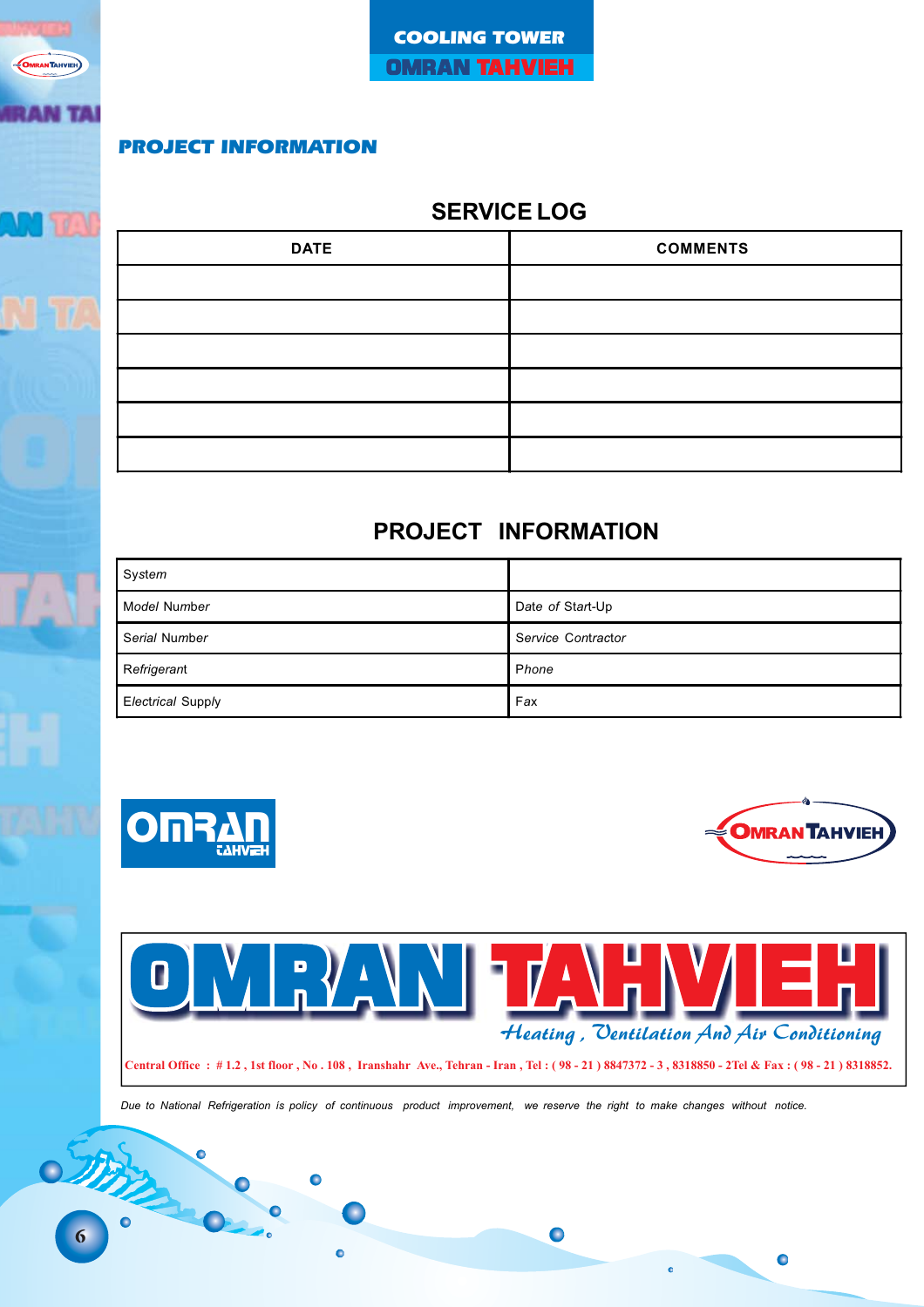## PROJECT INFORMATION

### SERVICE LOG

| DATE | COMMENTS |
|---|---|
| | |
| | |
| | |
| | |
| | |
| | |

### PROJECT INFORMATION

| | |
|---|---|
| System | |
| Model Number | Date of Start-Up |
| Serial Number | Service Contractor |
| Refrigerant | Phone |
| Electrical Supply | Fax |

# OMRAN TAHVIEH

*Heating , Ventilation And Air Conditioning*

**Central Office : # 1.2 , 1st floor , No . 108 , Iranshahr Ave., Tehran - Iran , Tel : ( 98 - 21 ) 8847372 - 3 , 8318850 - 2Tel & Fax : ( 98 - 21 ) 8318852.**

*Due to National Refrigeration is policy of continuous product improvement, we reserve the right to make changes without notice.*